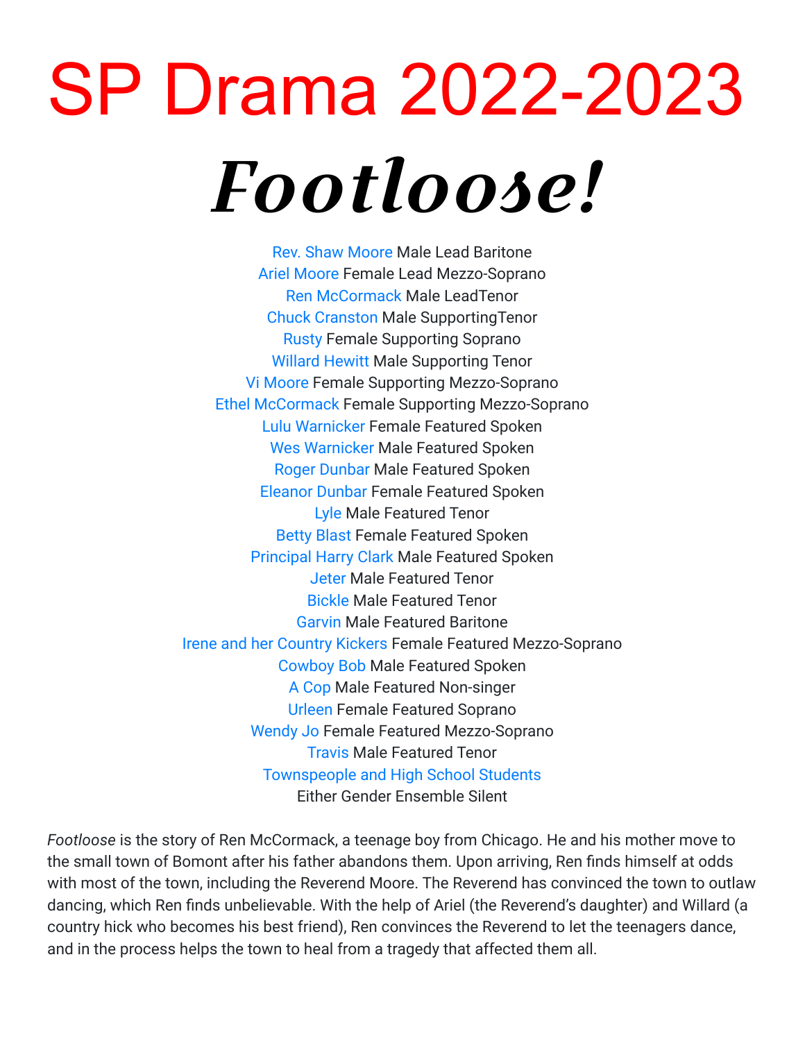# SP Drama 2022-2023

# *Footloose!*

Rev. Shaw Moore Male Lead Baritone
Ariel Moore Female Lead Mezzo-Soprano
Ren McCormack Male LeadTenor
Chuck Cranston Male SupportingTenor
Rusty Female Supporting Soprano
Willard Hewitt Male Supporting Tenor
Vi Moore Female Supporting Mezzo-Soprano
Ethel McCormack Female Supporting Mezzo-Soprano
Lulu Warnicker Female Featured Spoken
Wes Warnicker Male Featured Spoken
Roger Dunbar Male Featured Spoken
Eleanor Dunbar Female Featured Spoken
Lyle Male Featured Tenor
Betty Blast Female Featured Spoken
Principal Harry Clark Male Featured Spoken
Jeter Male Featured Tenor
Bickle Male Featured Tenor
Garvin Male Featured Baritone
Irene and her Country Kickers Female Featured Mezzo-Soprano
Cowboy Bob Male Featured Spoken
A Cop Male Featured Non-singer
Urleen Female Featured Soprano
Wendy Jo Female Featured Mezzo-Soprano
Travis Male Featured Tenor
Townspeople and High School Students
Either Gender Ensemble Silent

*Footloose* is the story of Ren McCormack, a teenage boy from Chicago. He and his mother move to the small town of Bomont after his father abandons them. Upon arriving, Ren finds himself at odds with most of the town, including the Reverend Moore. The Reverend has convinced the town to outlaw dancing, which Ren finds unbelievable. With the help of Ariel (the Reverend's daughter) and Willard (a country hick who becomes his best friend), Ren convinces the Reverend to let the teenagers dance, and in the process helps the town to heal from a tragedy that affected them all.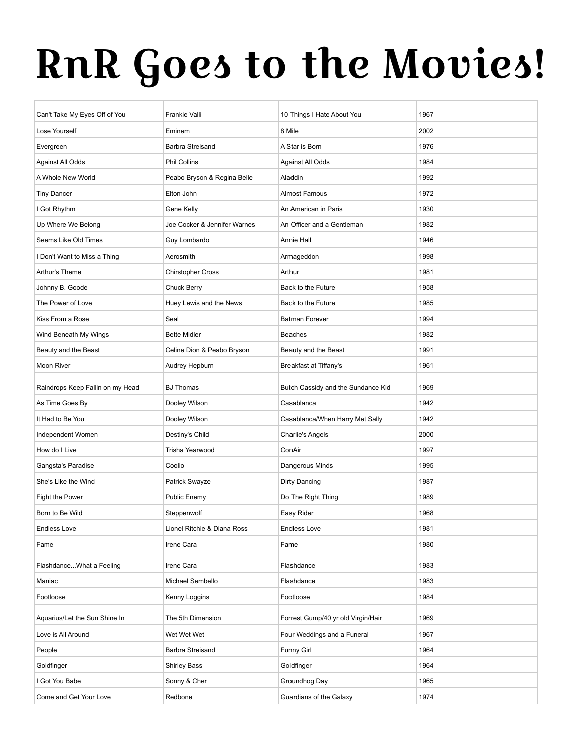# RnR Goes to the Movies!

| | | | |
|---|---|---|---|
| Can't Take My Eyes Off of You | Frankie Valli | 10 Things I Hate About You | 1967 |
| Lose Yourself | Eminem | 8 Mile | 2002 |
| Evergreen | Barbra Streisand | A Star is Born | 1976 |
| Against All Odds | Phil Collins | Against All Odds | 1984 |
| A Whole New World | Peabo Bryson & Regina Belle | Aladdin | 1992 |
| Tiny Dancer | Elton John | Almost Famous | 1972 |
| I Got Rhythm | Gene Kelly | An American in Paris | 1930 |
| Up Where We Belong | Joe Cocker & Jennifer Warnes | An Officer and a Gentleman | 1982 |
| Seems Like Old Times | Guy Lombardo | Annie Hall | 1946 |
| I Don't Want to Miss a Thing | Aerosmith | Armageddon | 1998 |
| Arthur's Theme | Chirstopher Cross | Arthur | 1981 |
| Johnny B. Goode | Chuck Berry | Back to the Future | 1958 |
| The Power of Love | Huey Lewis and the News | Back to the Future | 1985 |
| Kiss From a Rose | Seal | Batman Forever | 1994 |
| Wind Beneath My Wings | Bette Midler | Beaches | 1982 |
| Beauty and the Beast | Celine Dion & Peabo Bryson | Beauty and the Beast | 1991 |
| Moon River | Audrey Hepburn | Breakfast at Tiffany's | 1961 |
| Raindrops Keep Fallin on my Head | BJ Thomas | Butch Cassidy and the Sundance Kid | 1969 |
| As Time Goes By | Dooley Wilson | Casablanca | 1942 |
| It Had to Be You | Dooley Wilson | Casablanca/When Harry Met Sally | 1942 |
| Independent Women | Destiny's Child | Charlie's Angels | 2000 |
| How do I Live | Trisha Yearwood | ConAir | 1997 |
| Gangsta's Paradise | Coolio | Dangerous Minds | 1995 |
| She's Like the Wind | Patrick Swayze | Dirty Dancing | 1987 |
| Fight the Power | Public Enemy | Do The Right Thing | 1989 |
| Born to Be Wild | Steppenwolf | Easy Rider | 1968 |
| Endless Love | Lionel Ritchie & Diana Ross | Endless Love | 1981 |
| Fame | Irene Cara | Fame | 1980 |
| Flashdance...What a Feeling | Irene Cara | Flashdance | 1983 |
| Maniac | Michael Sembello | Flashdance | 1983 |
| Footloose | Kenny Loggins | Footloose | 1984 |
| Aquarius/Let the Sun Shine In | The 5th Dimension | Forrest Gump/40 yr old Virgin/Hair | 1969 |
| Love is All Around | Wet Wet Wet | Four Weddings and a Funeral | 1967 |
| People | Barbra Streisand | Funny Girl | 1964 |
| Goldfinger | Shirley Bass | Goldfinger | 1964 |
| I Got You Babe | Sonny & Cher | Groundhog Day | 1965 |
| Come and Get Your Love | Redbone | Guardians of the Galaxy | 1974 |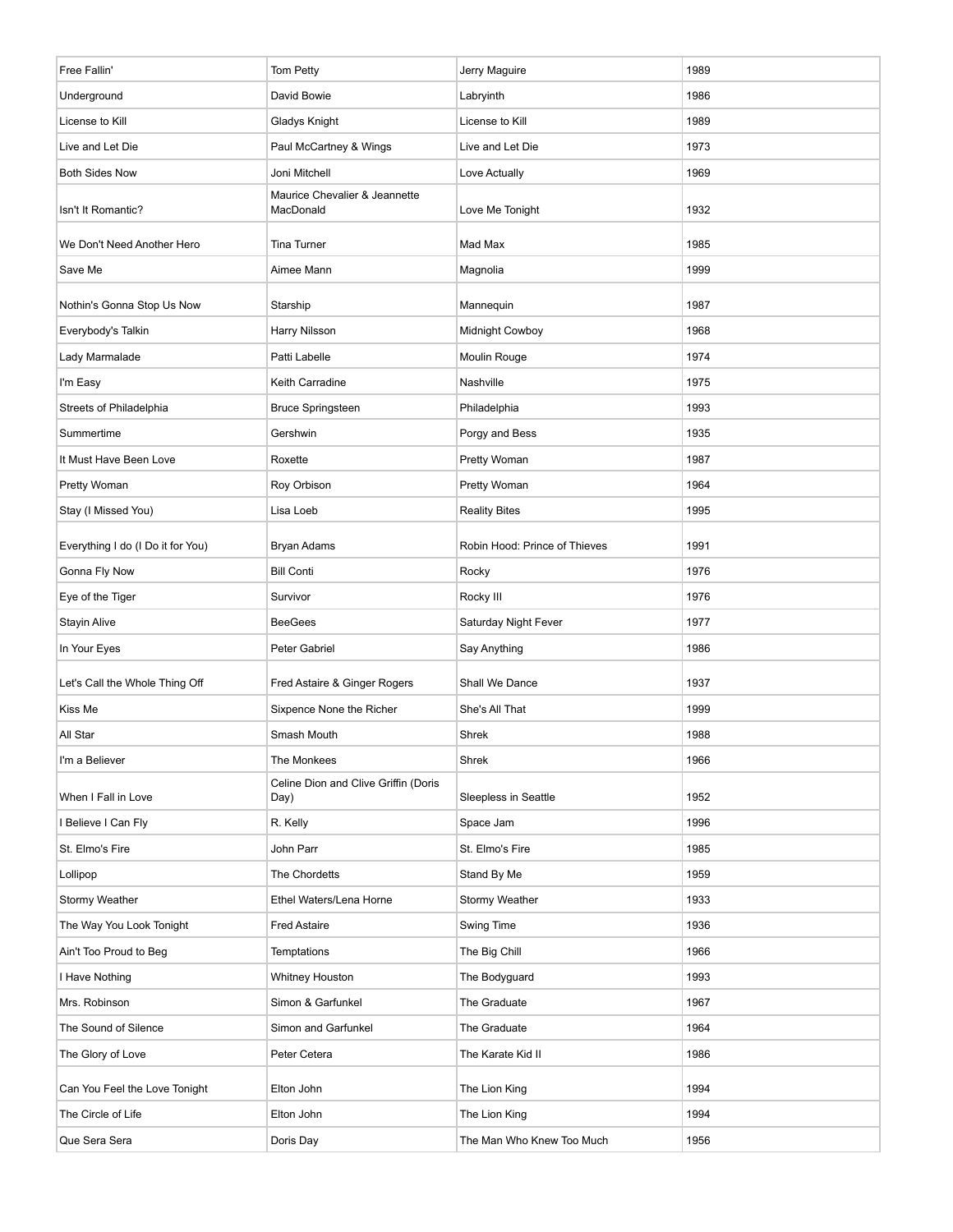| Free Fallin' | Tom Petty | Jerry Maguire | 1989 |
|---|---|---|---|
| Underground | David Bowie | Labryinth | 1986 |
| License to Kill | Gladys Knight | License to Kill | 1989 |
| Live and Let Die | Paul McCartney & Wings | Live and Let Die | 1973 |
| Both Sides Now | Joni Mitchell | Love Actually | 1969 |
| Isn't It Romantic? | Maurice Chevalier & Jeannette MacDonald | Love Me Tonight | 1932 |
| We Don't Need Another Hero | Tina Turner | Mad Max | 1985 |
| Save Me | Aimee Mann | Magnolia | 1999 |
| Nothin's Gonna Stop Us Now | Starship | Mannequin | 1987 |
| Everybody's Talkin | Harry Nilsson | Midnight Cowboy | 1968 |
| Lady Marmalade | Patti Labelle | Moulin Rouge | 1974 |
| I'm Easy | Keith Carradine | Nashville | 1975 |
| Streets of Philadelphia | Bruce Springsteen | Philadelphia | 1993 |
| Summertime | Gershwin | Porgy and Bess | 1935 |
| It Must Have Been Love | Roxette | Pretty Woman | 1987 |
| Pretty Woman | Roy Orbison | Pretty Woman | 1964 |
| Stay (I Missed You) | Lisa Loeb | Reality Bites | 1995 |
| Everything I do (I Do it for You) | Bryan Adams | Robin Hood: Prince of Thieves | 1991 |
| Gonna Fly Now | Bill Conti | Rocky | 1976 |
| Eye of the Tiger | Survivor | Rocky III | 1976 |
| Stayin Alive | BeeGees | Saturday Night Fever | 1977 |
| In Your Eyes | Peter Gabriel | Say Anything | 1986 |
| Let's Call the Whole Thing Off | Fred Astaire & Ginger Rogers | Shall We Dance | 1937 |
| Kiss Me | Sixpence None the Richer | She's All That | 1999 |
| All Star | Smash Mouth | Shrek | 1988 |
| I'm a Believer | The Monkees | Shrek | 1966 |
| When I Fall in Love | Celine Dion and Clive Griffin (Doris Day) | Sleepless in Seattle | 1952 |
| I Believe I Can Fly | R. Kelly | Space Jam | 1996 |
| St. Elmo's Fire | John Parr | St. Elmo's Fire | 1985 |
| Lollipop | The Chordetts | Stand By Me | 1959 |
| Stormy Weather | Ethel Waters/Lena Horne | Stormy Weather | 1933 |
| The Way You Look Tonight | Fred Astaire | Swing Time | 1936 |
| Ain't Too Proud to Beg | Temptations | The Big Chill | 1966 |
| I Have Nothing | Whitney Houston | The Bodyguard | 1993 |
| Mrs. Robinson | Simon & Garfunkel | The Graduate | 1967 |
| The Sound of Silence | Simon and Garfunkel | The Graduate | 1964 |
| The Glory of Love | Peter Cetera | The Karate Kid II | 1986 |
| Can You Feel the Love Tonight | Elton John | The Lion King | 1994 |
| The Circle of Life | Elton John | The Lion King | 1994 |
| Que Sera Sera | Doris Day | The Man Who Knew Too Much | 1956 |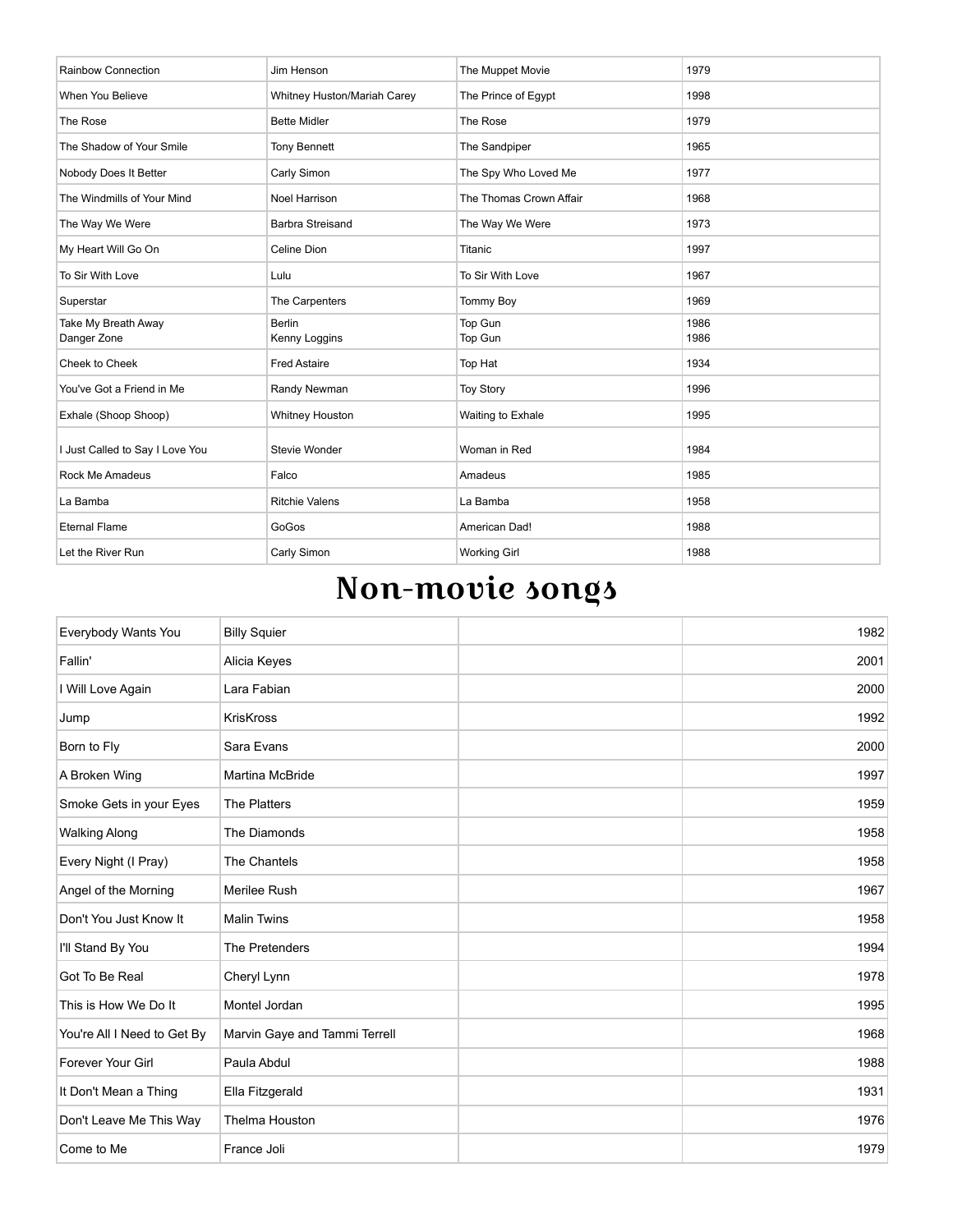| | | | |
|---|---|---|---|
| Rainbow Connection | Jim Henson | The Muppet Movie | 1979 |
| When You Believe | Whitney Huston/Mariah Carey | The Prince of Egypt | 1998 |
| The Rose | Bette Midler | The Rose | 1979 |
| The Shadow of Your Smile | Tony Bennett | The Sandpiper | 1965 |
| Nobody Does It Better | Carly Simon | The Spy Who Loved Me | 1977 |
| The Windmills of Your Mind | Noel Harrison | The Thomas Crown Affair | 1968 |
| The Way We Were | Barbra Streisand | The Way We Were | 1973 |
| My Heart Will Go On | Celine Dion | Titanic | 1997 |
| To Sir With Love | Lulu | To Sir With Love | 1967 |
| Superstar | The Carpenters | Tommy Boy | 1969 |
| Take My Breath Away<br>Danger Zone | Berlin<br>Kenny Loggins | Top Gun<br>Top Gun | 1986<br>1986 |
| Cheek to Cheek | Fred Astaire | Top Hat | 1934 |
| You've Got a Friend in Me | Randy Newman | Toy Story | 1996 |
| Exhale (Shoop Shoop) | Whitney Houston | Waiting to Exhale | 1995 |
| I Just Called to Say I Love You | Stevie Wonder | Woman in Red | 1984 |
| Rock Me Amadeus | Falco | Amadeus | 1985 |
| La Bamba | Ritchie Valens | La Bamba | 1958 |
| Eternal Flame | GoGos | American Dad! | 1988 |
| Let the River Run | Carly Simon | Working Girl | 1988 |

# Non-movie songs

| | | | |
|---|---|---|---|
| Everybody Wants You | Billy Squier | | 1982 |
| Fallin' | Alicia Keyes | | 2001 |
| I Will Love Again | Lara Fabian | | 2000 |
| Jump | KrisKross | | 1992 |
| Born to Fly | Sara Evans | | 2000 |
| A Broken Wing | Martina McBride | | 1997 |
| Smoke Gets in your Eyes | The Platters | | 1959 |
| Walking Along | The Diamonds | | 1958 |
| Every Night (I Pray) | The Chantels | | 1958 |
| Angel of the Morning | Merilee Rush | | 1967 |
| Don't You Just Know It | Malin Twins | | 1958 |
| I'll Stand By You | The Pretenders | | 1994 |
| Got To Be Real | Cheryl Lynn | | 1978 |
| This is How We Do It | Montel Jordan | | 1995 |
| You're All I Need to Get By | Marvin Gaye and Tammi Terrell | | 1968 |
| Forever Your Girl | Paula Abdul | | 1988 |
| It Don't Mean a Thing | Ella Fitzgerald | | 1931 |
| Don't Leave Me This Way | Thelma Houston | | 1976 |
| Come to Me | France Joli | | 1979 |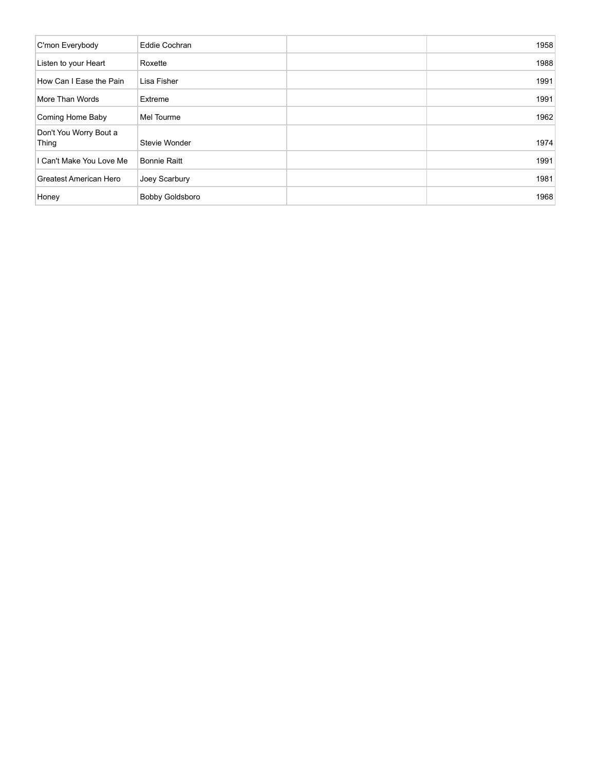| | | | |
|---|---|---|---|
| C'mon Everybody | Eddie Cochran | | 1958 |
| Listen to your Heart | Roxette | | 1988 |
| How Can I Ease the Pain | Lisa Fisher | | 1991 |
| More Than Words | Extreme | | 1991 |
| Coming Home Baby | Mel Tourme | | 1962 |
| Don't You Worry Bout a Thing | Stevie Wonder | | 1974 |
| I Can't Make You Love Me | Bonnie Raitt | | 1991 |
| Greatest American Hero | Joey Scarbury | | 1981 |
| Honey | Bobby Goldsboro | | 1968 |